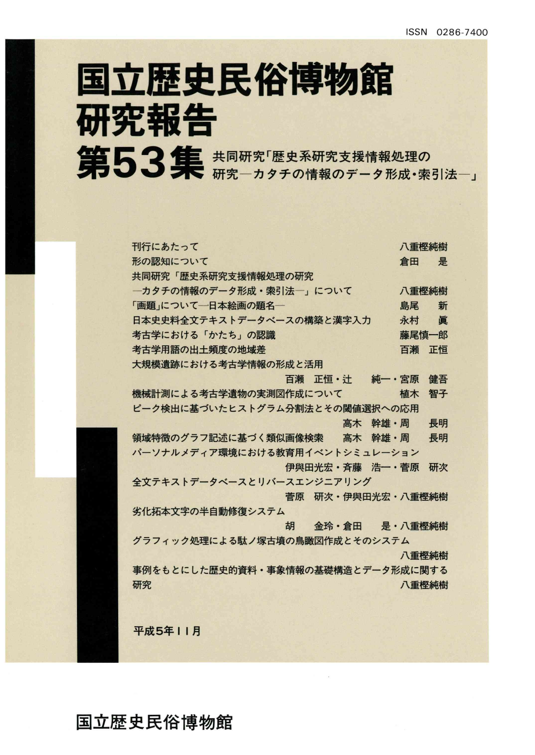ISSN 0286-7400

# 国立歴史民俗博物館研究報告

# 第53集

## 共同研究「歴史系研究支援情報処理の研究―カタチの情報のデータ形成・索引法―」

刊行にあたって　八重樫純樹

形の認知について　倉田　是

共同研究「歴史系研究支援情報処理の研究―カタチの情報のデータ形成・索引法―」について　八重樫純樹

「画題」について―日本絵画の題名―　島尾　新

日本史史料全文テキストデータベースの構築と漢字入力　永村　眞

考古学における「かたち」の認識　藤尾慎一郎

考古学用語の出土頻度の地域差　百瀬　正恒

大規模遺跡における考古学情報の形成と活用　百瀬　正恒・辻　純一・宮原　健吾

機械計測による考古学遺物の実測図作成について　植木　智子

ピーク検出に基づいたヒストグラム分割法とその閾値選択への応用　高木　幹雄・周　長明

領域特徴のグラフ記述に基づく類似画像検索　高木　幹雄・周　長明

パーソナルメディア環境における教育用イベントシミュレーション　伊與田光宏・斉藤　浩一・菅原　研次

全文テキストデータベースとリバースエンジニアリング　菅原　研次・伊與田光宏・八重樫純樹

劣化拓本文字の半自動修復システム　胡　金玲・倉田　是・八重樫純樹

グラフィック処理による駄ノ塚古墳の鳥瞰図作成とそのシステム　八重樫純樹

事例をもとにした歴史的資料・事象情報の基礎構造とデータ形成に関する研究　八重樫純樹

平成5年11月

国立歴史民俗博物館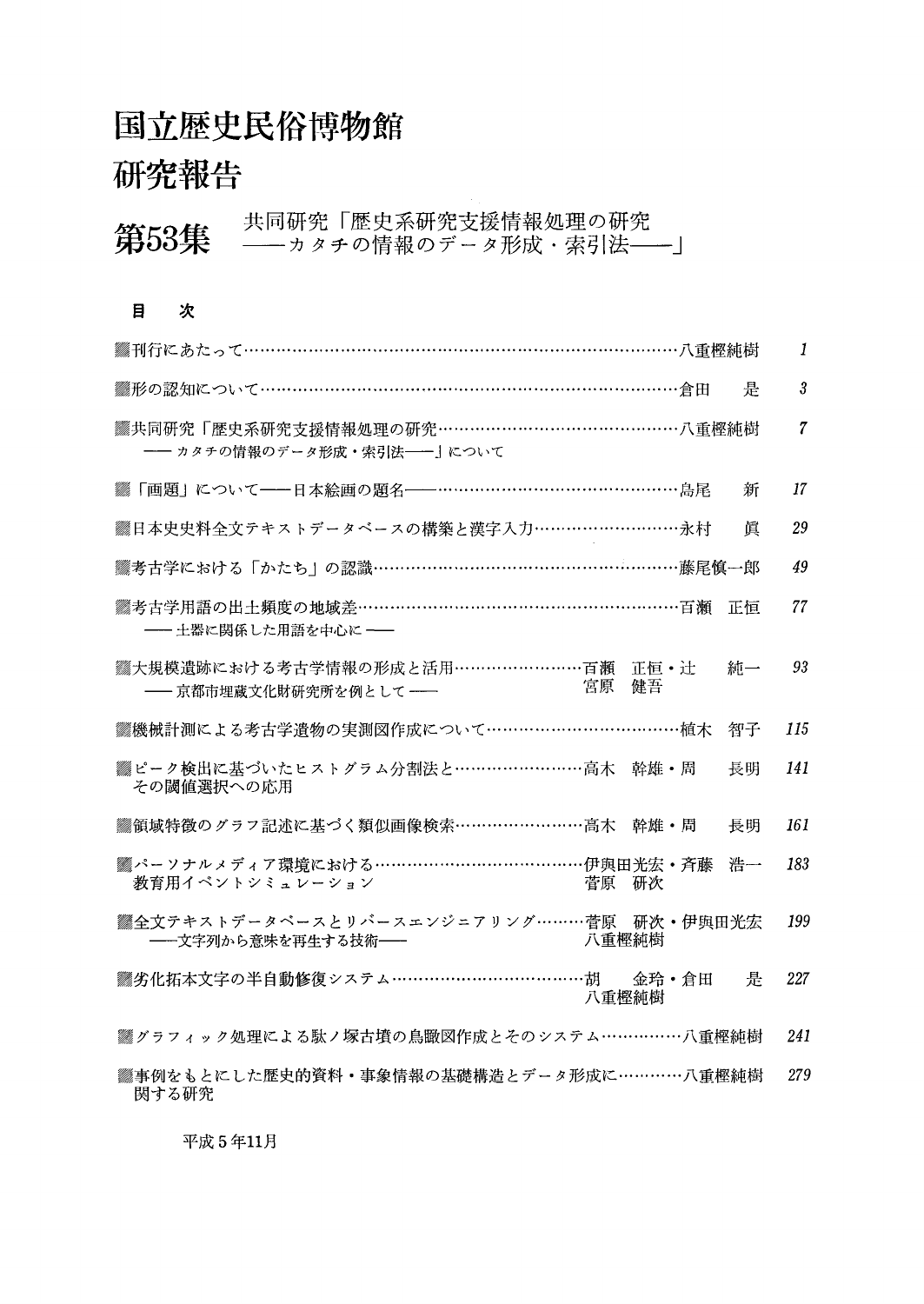# 国立歴史民俗博物館
# 研究報告

## 第53集　共同研究「歴史系研究支援情報処理の研究 ——カタチの情報のデータ形成・索引法——」

### 目　次

| | | |
|---|---|---|
| 刊行にあたって | 八重樫純樹 | 1 |
| 形の認知について | 倉田　是 | 3 |
| 共同研究「歴史系研究支援情報処理の研究 —— カタチの情報のデータ形成・索引法——」について | 八重樫純樹 | 7 |
| 「画題」について——日本絵画の題名—— | 島尾　新 | 17 |
| 日本史史料全文テキストデータベースの構築と漢字入力 | 永村　眞 | 29 |
| 考古学における「かたち」の認識 | 藤尾愼一郎 | 49 |
| 考古学用語の出土頻度の地域差 —— 土器に関係した用語を中心に —— | 百瀬　正恒 | 77 |
| 大規模遺跡における考古学情報の形成と活用 —— 京都市埋蔵文化財研究所を例として —— | 百瀬　正恒・辻　純一・宮原　健吾 | 93 |
| 機械計測による考古学遺物の実測図作成について | 植木　智子 | 115 |
| ピーク検出に基づいたヒストグラム分割法とその閾値選択への応用 | 高木　幹雄・周　長明 | 141 |
| 領域特徴のグラフ記述に基づく類似画像検索 | 高木　幹雄・周　長明 | 161 |
| パーソナルメディア環境における教育用イベントシミュレーション | 伊與田光宏・斉藤　浩一・菅原　研次 | 183 |
| 全文テキストデータベースとリバースエンジニアリング ——文字列から意味を再生する技術—— | 菅原　研次・伊與田光宏・八重樫純樹 | 199 |
| 劣化拓本文字の半自動修復システム | 胡　金玲・倉田　是・八重樫純樹 | 227 |
| グラフィック処理による駄ノ塚古墳の鳥瞰図作成とそのシステム | 八重樫純樹 | 241 |
| 事例をもとにした歴史的資料・事象情報の基礎構造とデータ形成に関する研究 | 八重樫純樹 | 279 |

平成５年11月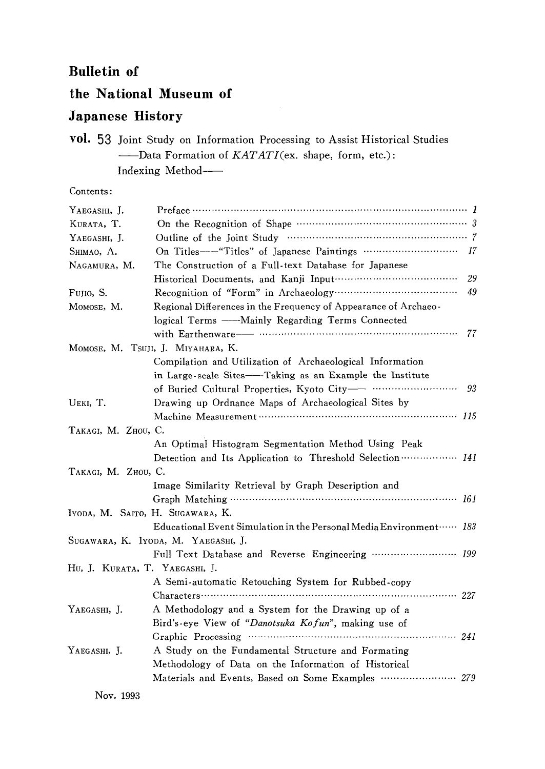# Bulletin of the National Museum of Japanese History

## vol. 53 Joint Study on Information Processing to Assist Historical Studies ——Data Formation of *KATATI* (ex. shape, form, etc.): Indexing Method——

Contents:

| Author | Title | Page |
|---|---|---|
| YAEGASHI, J. | Preface | *1* |
| KURATA, T. | On the Recognition of Shape | *3* |
| YAEGASHI, J. | Outline of the Joint Study | *7* |
| SHIMAO, A. | On Titles——"Titles" of Japanese Paintings | *17* |
| NAGAMURA, M. | The Construction of a Full-text Database for Japanese Historical Documents, and Kanji Input | *29* |
| FUJIO, S. | Recognition of "Form" in Archaeology | *49* |
| MOMOSE, M. | Regional Differences in the Frequency of Appearance of Archaeological Terms ——Mainly Regarding Terms Connected with Earthenware—— | *77* |
| MOMOSE, M. TSUJI, J. MIYAHARA, K. | Compilation and Utilization of Archaeological Information in Large-scale Sites——Taking as an Example the Institute of Buried Cultural Properties, Kyoto City—— | *93* |
| UEKI, T. | Drawing up Ordnance Maps of Archaeological Sites by Machine Measurement | *115* |
| TAKAGI, M. ZHOU, C. | An Optimal Histogram Segmentation Method Using Peak Detection and Its Application to Threshold Selection | *141* |
| TAKAGI, M. ZHOU, C. | Image Similarity Retrieval by Graph Description and Graph Matching | *161* |
| IYODA, M. SAITO, H. SUGAWARA, K. | Educational Event Simulation in the Personal Media Environment | *183* |
| SUGAWARA, K. IYODA, M. YAEGASHI, J. | Full Text Database and Reverse Engineering | *199* |
| HU, J. KURATA, T. YAEGASHI, J. | A Semi-automatic Retouching System for Rubbed-copy Characters | *227* |
| YAEGASHI, J. | A Methodology and a System for the Drawing up of a Bird's-eye View of *"Danotsuka Kofun"*, making use of Graphic Processing | *241* |
| YAEGASHI, J. | A Study on the Fundamental Structure and Formating Methodology of Data on the Information of Historical Materials and Events, Based on Some Examples | *279* |

Nov. 1993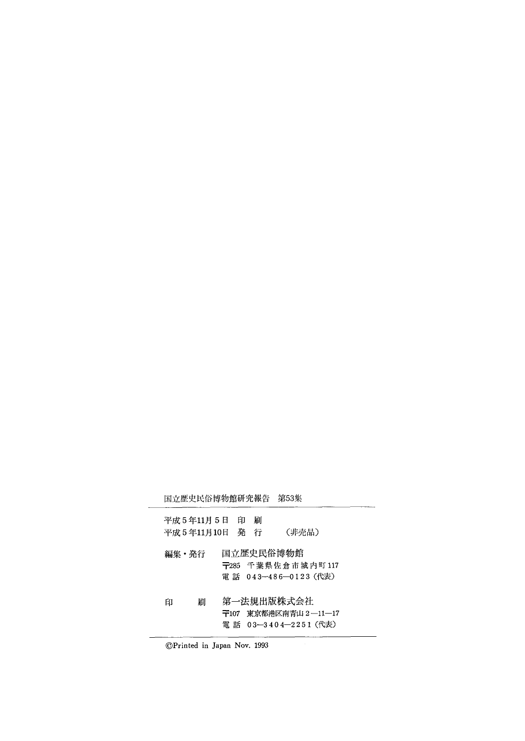国立歴史民俗博物館研究報告　第53集

---

平成5年11月5日　印　刷
平成5年11月10日　発　行　　（非売品）

編集・発行　国立歴史民俗博物館
〒285　千葉県佐倉市城内町117
電話　043—486—0123（代表）

印　　刷　第一法規出版株式会社
〒107　東京都港区南青山2—11—17
電話　03—3404—2251（代表）

---

©Printed in Japan Nov. 1993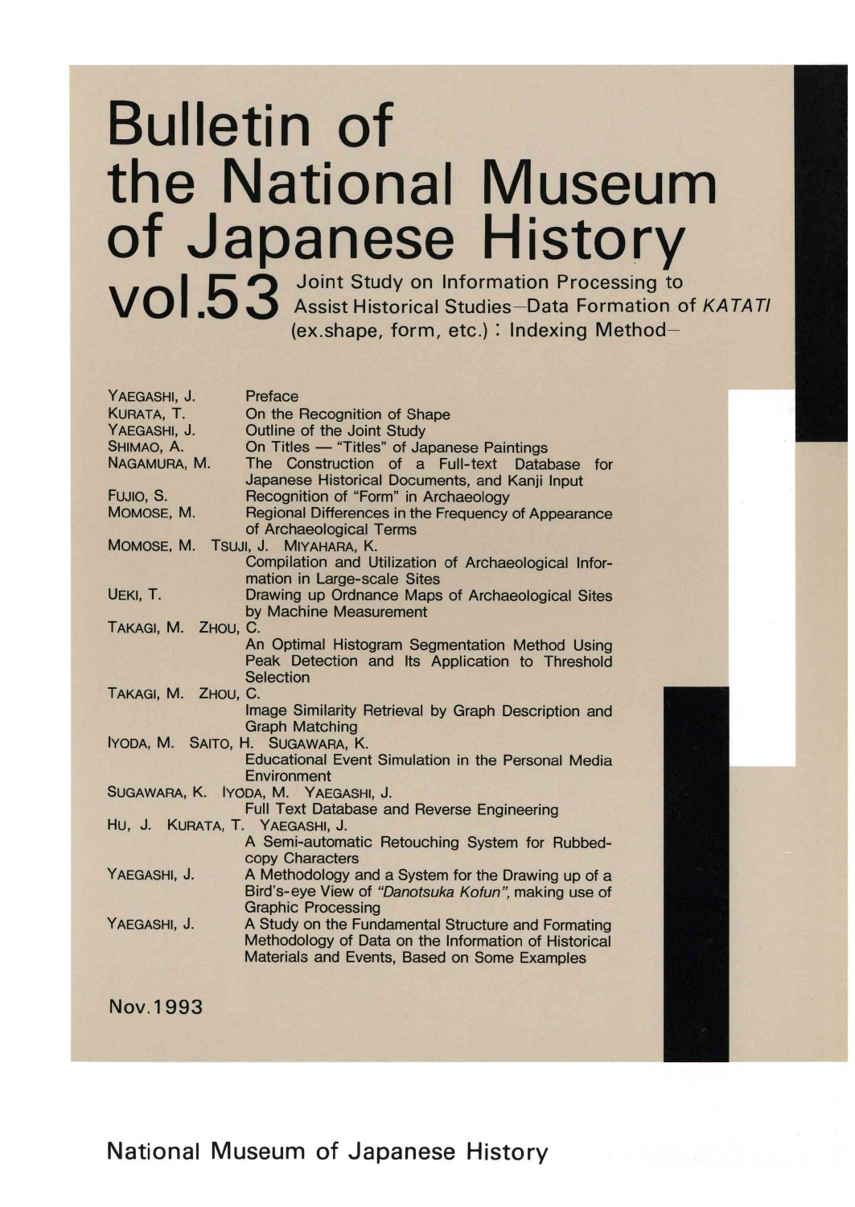# Bulletin of the National Museum of Japanese History

## vol.53 Joint Study on Information Processing to Assist Historical Studies—Data Formation of *KATATI* (ex.shape, form, etc.) : Indexing Method—

| | |
|---|---|
| YAEGASHI, J. | Preface |
| KURATA, T. | On the Recognition of Shape |
| YAEGASHI, J. | Outline of the Joint Study |
| SHIMAO, A. | On Titles — "Titles" of Japanese Paintings |
| NAGAMURA, M. | The Construction of a Full-text Database for Japanese Historical Documents, and Kanji Input |
| FUJIO, S. | Recognition of "Form" in Archaeology |
| MOMOSE, M. | Regional Differences in the Frequency of Appearance of Archaeological Terms |
| MOMOSE, M. TSUJI, J. MIYAHARA, K. | Compilation and Utilization of Archaeological Information in Large-scale Sites |
| UEKI, T. | Drawing up Ordnance Maps of Archaeological Sites by Machine Measurement |
| TAKAGI, M. ZHOU, C. | An Optimal Histogram Segmentation Method Using Peak Detection and Its Application to Threshold Selection |
| TAKAGI, M. ZHOU, C. | Image Similarity Retrieval by Graph Description and Graph Matching |
| IYODA, M. SAITO, H. SUGAWARA, K. | Educational Event Simulation in the Personal Media Environment |
| SUGAWARA, K. IYODA, M. YAEGASHI, J. | Full Text Database and Reverse Engineering |
| HU, J. KURATA, T. YAEGASHI, J. | A Semi-automatic Retouching System for Rubbed-copy Characters |
| YAEGASHI, J. | A Methodology and a System for the Drawing up of a Bird's-eye View of *"Danotsuka Kofun"*, making use of Graphic Processing |
| YAEGASHI, J. | A Study on the Fundamental Structure and Formating Methodology of Data on the Information of Historical Materials and Events, Based on Some Examples |

Nov.1993

National Museum of Japanese History